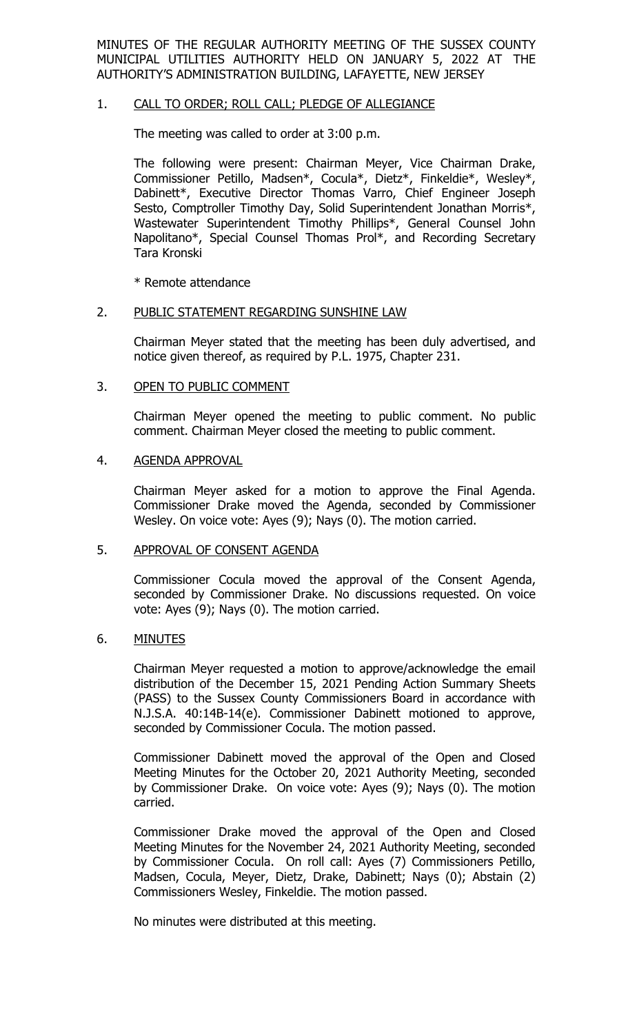MINUTES OF THE REGULAR AUTHORITY MEETING OF THE SUSSEX COUNTY MUNICIPAL UTILITIES AUTHORITY HELD ON JANUARY 5, 2022 AT THE AUTHORITY'S ADMINISTRATION BUILDING, LAFAYETTE, NEW JERSEY

1. <u>CALL TO ORDER; ROLL CALL; PLEDGE OF ALLEGIANCE</u>

   The meeting was called to order at 3:00 p.m.

   The following were present: Chairman Meyer, Vice Chairman Drake, Commissioner Petillo, Madsen*, Cocula*, Dietz*, Finkeldie*, Wesley*, Dabinett*, Executive Director Thomas Varro, Chief Engineer Joseph Sesto, Comptroller Timothy Day, Solid Superintendent Jonathan Morris*, Wastewater Superintendent Timothy Phillips*, General Counsel John Napolitano*, Special Counsel Thomas Prol*, and Recording Secretary Tara Kronski

   * Remote attendance

2. <u>PUBLIC STATEMENT REGARDING SUNSHINE LAW</u>

   Chairman Meyer stated that the meeting has been duly advertised, and notice given thereof, as required by P.L. 1975, Chapter 231.

3. <u>OPEN TO PUBLIC COMMENT</u>

   Chairman Meyer opened the meeting to public comment. No public comment. Chairman Meyer closed the meeting to public comment.

4. <u>AGENDA APPROVAL</u>

   Chairman Meyer asked for a motion to approve the Final Agenda. Commissioner Drake moved the Agenda, seconded by Commissioner Wesley. On voice vote: Ayes (9); Nays (0). The motion carried.

5. <u>APPROVAL OF CONSENT AGENDA</u>

   Commissioner Cocula moved the approval of the Consent Agenda, seconded by Commissioner Drake. No discussions requested. On voice vote: Ayes (9); Nays (0). The motion carried.

6. <u>MINUTES</u>

   Chairman Meyer requested a motion to approve/acknowledge the email distribution of the December 15, 2021 Pending Action Summary Sheets (PASS) to the Sussex County Commissioners Board in accordance with N.J.S.A. 40:14B-14(e). Commissioner Dabinett motioned to approve, seconded by Commissioner Cocula. The motion passed.

   Commissioner Dabinett moved the approval of the Open and Closed Meeting Minutes for the October 20, 2021 Authority Meeting, seconded by Commissioner Drake. On voice vote: Ayes (9); Nays (0). The motion carried.

   Commissioner Drake moved the approval of the Open and Closed Meeting Minutes for the November 24, 2021 Authority Meeting, seconded by Commissioner Cocula. On roll call: Ayes (7) Commissioners Petillo, Madsen, Cocula, Meyer, Dietz, Drake, Dabinett; Nays (0); Abstain (2) Commissioners Wesley, Finkeldie. The motion passed.

   No minutes were distributed at this meeting.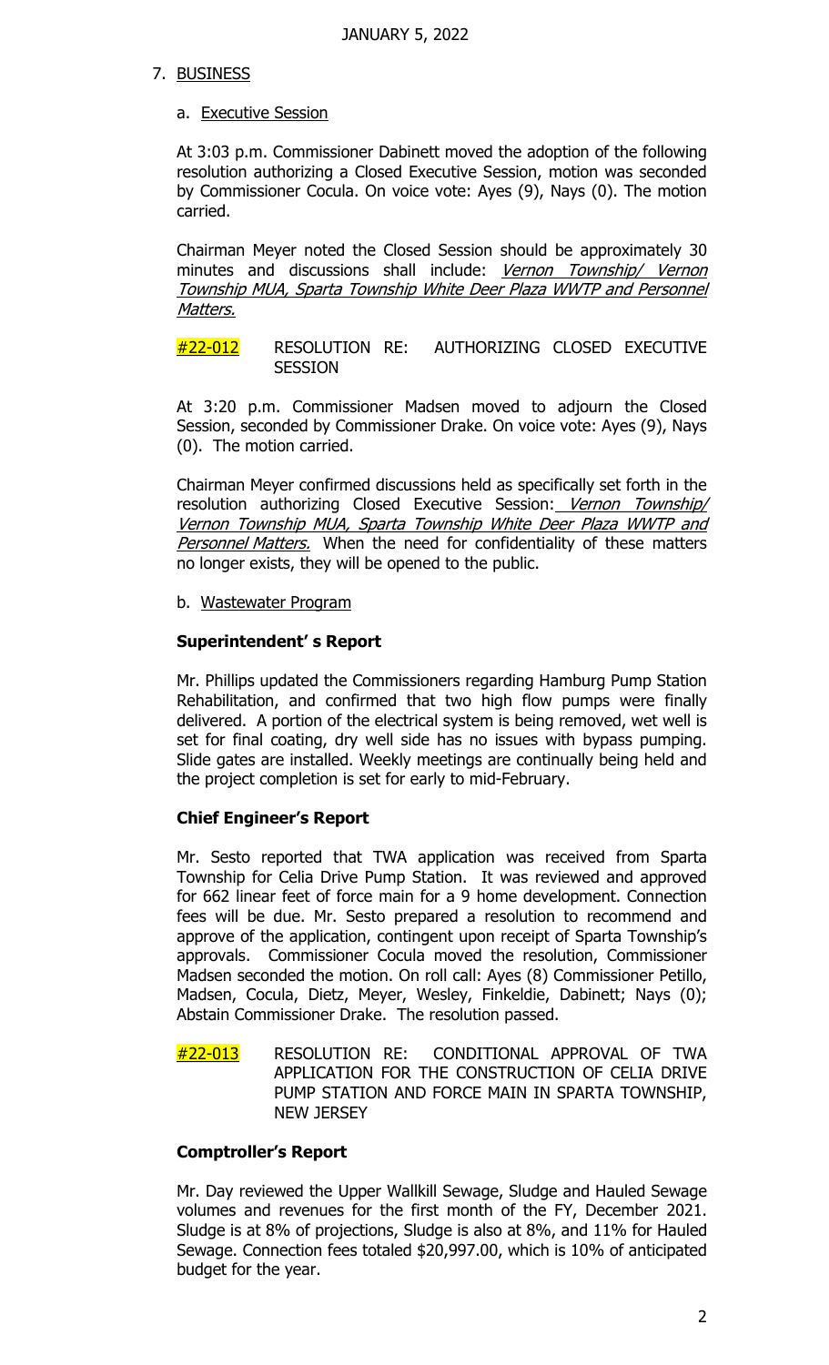JANUARY 5, 2022

7. BUSINESS

a. Executive Session

At 3:03 p.m. Commissioner Dabinett moved the adoption of the following resolution authorizing a Closed Executive Session, motion was seconded by Commissioner Cocula. On voice vote: Ayes (9), Nays (0). The motion carried.

Chairman Meyer noted the Closed Session should be approximately 30 minutes and discussions shall include: *Vernon Township/ Vernon Township MUA, Sparta Township White Deer Plaza WWTP and Personnel Matters.*

#22-012 RESOLUTION RE: AUTHORIZING CLOSED EXECUTIVE SESSION

At 3:20 p.m. Commissioner Madsen moved to adjourn the Closed Session, seconded by Commissioner Drake. On voice vote: Ayes (9), Nays (0). The motion carried.

Chairman Meyer confirmed discussions held as specifically set forth in the resolution authorizing Closed Executive Session: *Vernon Township/ Vernon Township MUA, Sparta Township White Deer Plaza WWTP and Personnel Matters.* When the need for confidentiality of these matters no longer exists, they will be opened to the public.

b. Wastewater Program

**Superintendent' s Report**

Mr. Phillips updated the Commissioners regarding Hamburg Pump Station Rehabilitation, and confirmed that two high flow pumps were finally delivered. A portion of the electrical system is being removed, wet well is set for final coating, dry well side has no issues with bypass pumping. Slide gates are installed. Weekly meetings are continually being held and the project completion is set for early to mid-February.

**Chief Engineer's Report**

Mr. Sesto reported that TWA application was received from Sparta Township for Celia Drive Pump Station. It was reviewed and approved for 662 linear feet of force main for a 9 home development. Connection fees will be due. Mr. Sesto prepared a resolution to recommend and approve of the application, contingent upon receipt of Sparta Township's approvals. Commissioner Cocula moved the resolution, Commissioner Madsen seconded the motion. On roll call: Ayes (8) Commissioner Petillo, Madsen, Cocula, Dietz, Meyer, Wesley, Finkeldie, Dabinett; Nays (0); Abstain Commissioner Drake. The resolution passed.

#22-013 RESOLUTION RE: CONDITIONAL APPROVAL OF TWA APPLICATION FOR THE CONSTRUCTION OF CELIA DRIVE PUMP STATION AND FORCE MAIN IN SPARTA TOWNSHIP, NEW JERSEY

**Comptroller's Report**

Mr. Day reviewed the Upper Wallkill Sewage, Sludge and Hauled Sewage volumes and revenues for the first month of the FY, December 2021. Sludge is at 8% of projections, Sludge is also at 8%, and 11% for Hauled Sewage. Connection fees totaled $20,997.00, which is 10% of anticipated budget for the year.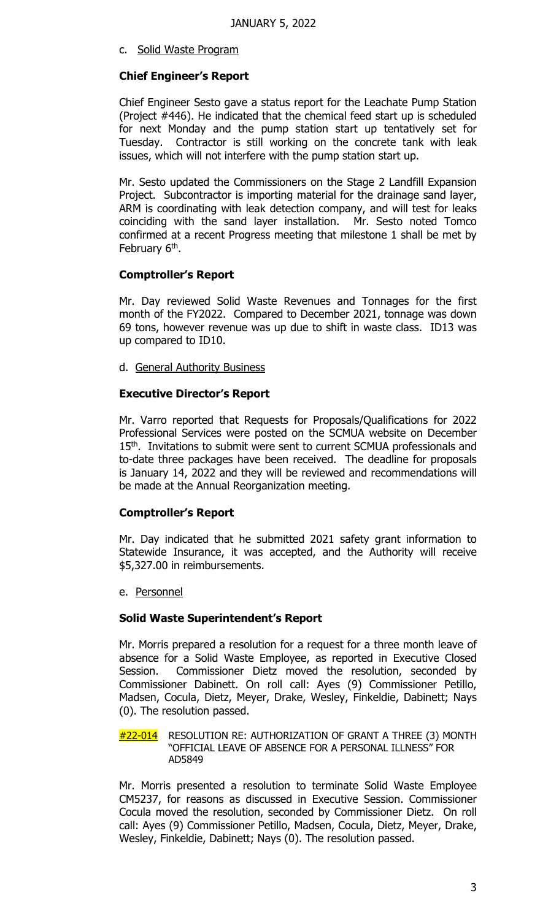JANUARY 5, 2022

c. Solid Waste Program

**Chief Engineer's Report**

Chief Engineer Sesto gave a status report for the Leachate Pump Station (Project #446). He indicated that the chemical feed start up is scheduled for next Monday and the pump station start up tentatively set for Tuesday. Contractor is still working on the concrete tank with leak issues, which will not interfere with the pump station start up.

Mr. Sesto updated the Commissioners on the Stage 2 Landfill Expansion Project. Subcontractor is importing material for the drainage sand layer, ARM is coordinating with leak detection company, and will test for leaks coinciding with the sand layer installation. Mr. Sesto noted Tomco confirmed at a recent Progress meeting that milestone 1 shall be met by February 6th.

**Comptroller's Report**

Mr. Day reviewed Solid Waste Revenues and Tonnages for the first month of the FY2022. Compared to December 2021, tonnage was down 69 tons, however revenue was up due to shift in waste class. ID13 was up compared to ID10.

d. General Authority Business

**Executive Director's Report**

Mr. Varro reported that Requests for Proposals/Qualifications for 2022 Professional Services were posted on the SCMUA website on December 15th. Invitations to submit were sent to current SCMUA professionals and to-date three packages have been received. The deadline for proposals is January 14, 2022 and they will be reviewed and recommendations will be made at the Annual Reorganization meeting.

**Comptroller's Report**

Mr. Day indicated that he submitted 2021 safety grant information to Statewide Insurance, it was accepted, and the Authority will receive $5,327.00 in reimbursements.

e. Personnel

**Solid Waste Superintendent's Report**

Mr. Morris prepared a resolution for a request for a three month leave of absence for a Solid Waste Employee, as reported in Executive Closed Session. Commissioner Dietz moved the resolution, seconded by Commissioner Dabinett. On roll call: Ayes (9) Commissioner Petillo, Madsen, Cocula, Dietz, Meyer, Drake, Wesley, Finkeldie, Dabinett; Nays (0). The resolution passed.

#22-014 RESOLUTION RE: AUTHORIZATION OF GRANT A THREE (3) MONTH "OFFICIAL LEAVE OF ABSENCE FOR A PERSONAL ILLNESS" FOR AD5849

Mr. Morris presented a resolution to terminate Solid Waste Employee CM5237, for reasons as discussed in Executive Session. Commissioner Cocula moved the resolution, seconded by Commissioner Dietz. On roll call: Ayes (9) Commissioner Petillo, Madsen, Cocula, Dietz, Meyer, Drake, Wesley, Finkeldie, Dabinett; Nays (0). The resolution passed.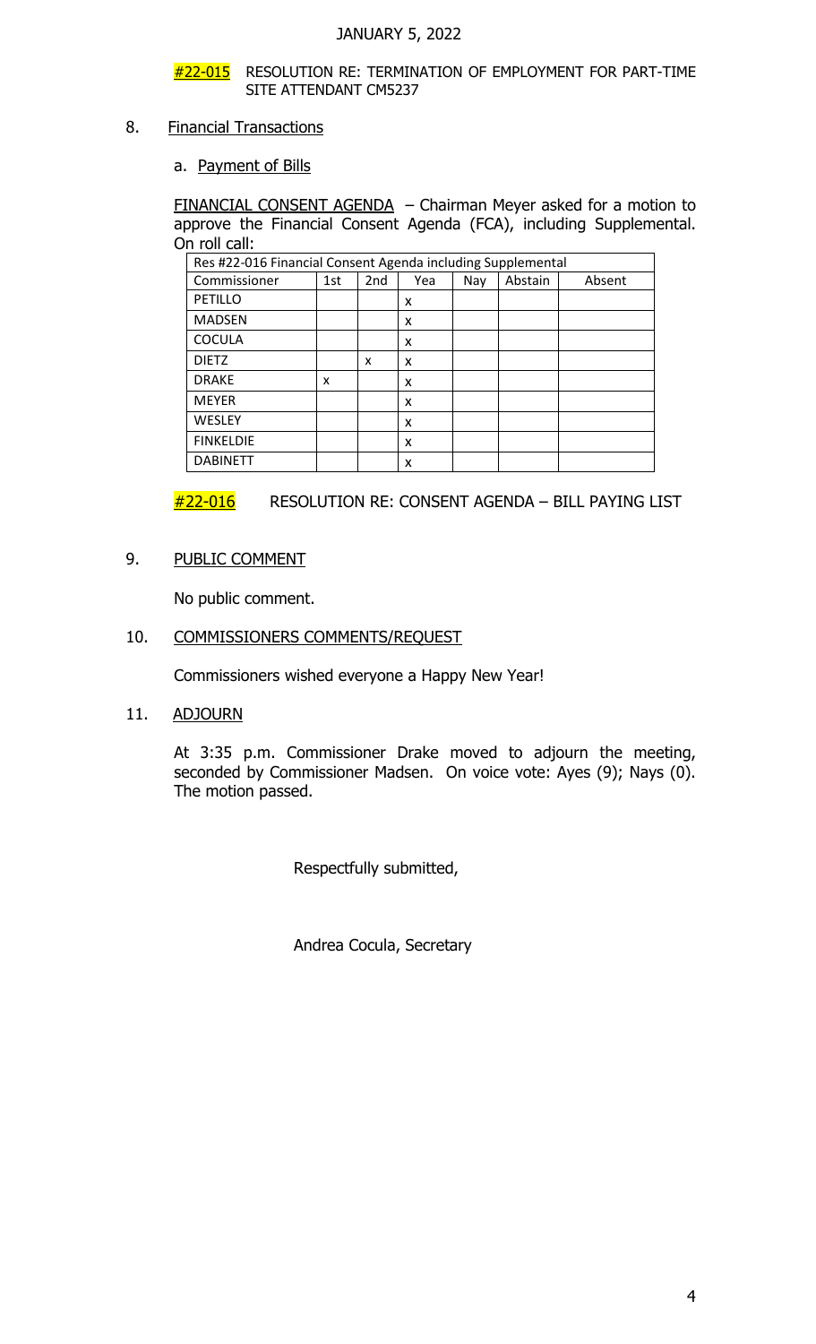#22-015 RESOLUTION RE: TERMINATION OF EMPLOYMENT FOR PART-TIME SITE ATTENDANT CM5237

8. Financial Transactions

a. Payment of Bills

FINANCIAL CONSENT AGENDA – Chairman Meyer asked for a motion to approve the Financial Consent Agenda (FCA), including Supplemental. On roll call:

| Res #22-016 Financial Consent Agenda including Supplemental | | | | | | |
|---|---|---|---|---|---|---|
| Commissioner | 1st | 2nd | Yea | Nay | Abstain | Absent |
| PETILLO | | | x | | | |
| MADSEN | | | x | | | |
| COCULA | | | x | | | |
| DIETZ | | x | x | | | |
| DRAKE | x | | x | | | |
| MEYER | | | x | | | |
| WESLEY | | | x | | | |
| FINKELDIE | | | x | | | |
| DABINETT | | | x | | | |

#22-016 RESOLUTION RE: CONSENT AGENDA – BILL PAYING LIST

9. PUBLIC COMMENT

No public comment.

10. COMMISSIONERS COMMENTS/REQUEST

Commissioners wished everyone a Happy New Year!

11. ADJOURN

At 3:35 p.m. Commissioner Drake moved to adjourn the meeting, seconded by Commissioner Madsen. On voice vote: Ayes (9); Nays (0). The motion passed.

Respectfully submitted,

Andrea Cocula, Secretary